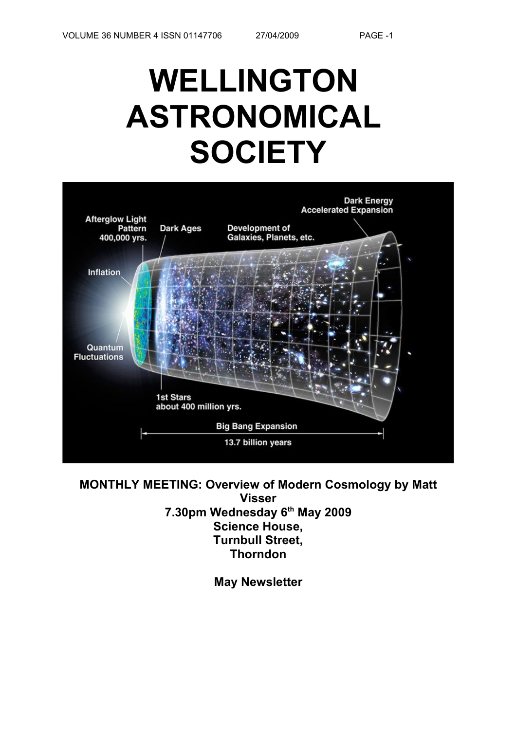# WELLINGTON ASTRONOMICAL SOCIETY

**MONTHLY MEETING: Overview of Modern Cosmology by Matt Visser**
**7.30pm Wednesday 6th May 2009**
**Science House,**
**Turnbull Street,**
**Thorndon**

**May Newsletter**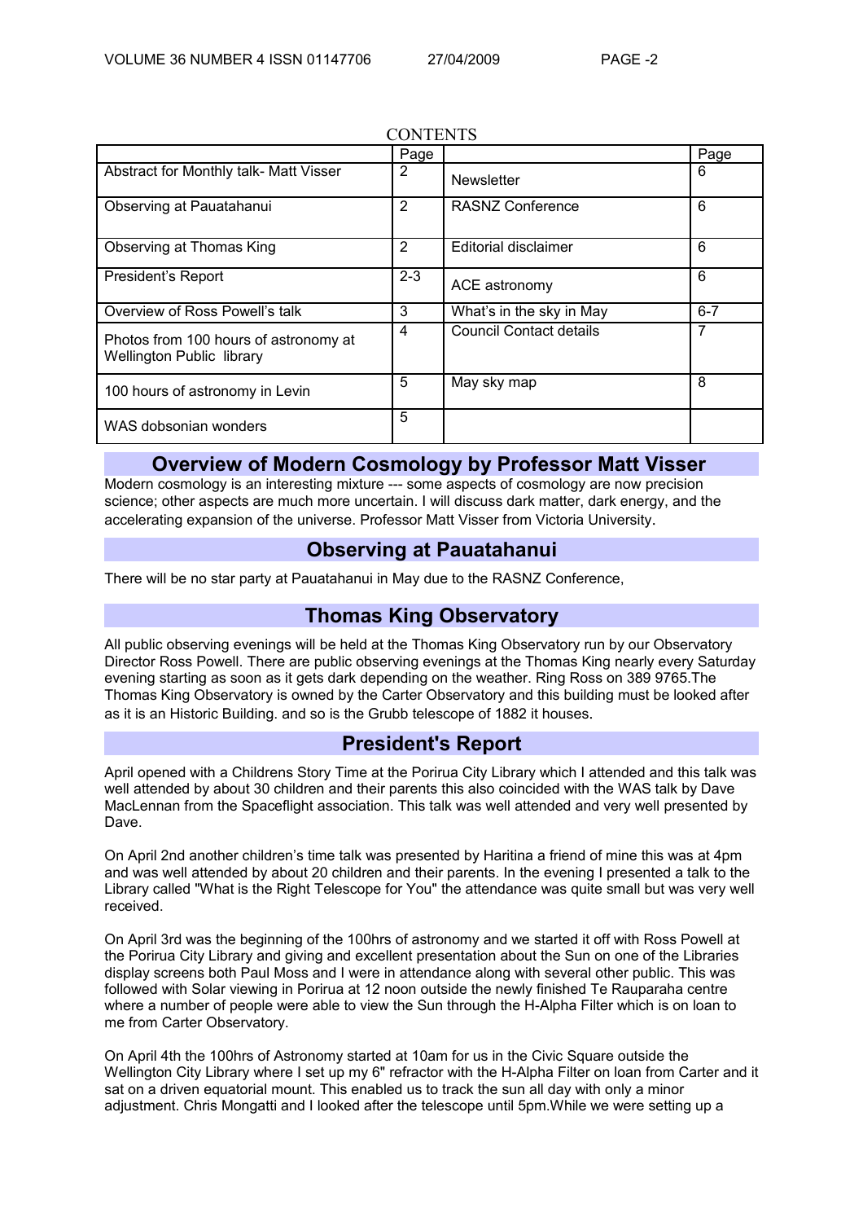CONTENTS

| | Page | | Page |
|---|---|---|---|
| Abstract for Monthly talk- Matt Visser | 2 | Newsletter | 6 |
| Observing at Pauatahanui | 2 | RASNZ Conference | 6 |
| Observing at Thomas King | 2 | Editorial disclaimer | 6 |
| President's Report | 2-3 | ACE astronomy | 6 |
| Overview of Ross Powell's talk | 3 | What's in the sky in May | 6-7 |
| Photos from 100 hours of astronomy at Wellington Public library | 4 | Council Contact details | 7 |
| 100 hours of astronomy in Levin | 5 | May sky map | 8 |
| WAS dobsonian wonders | 5 | | |

## Overview of Modern Cosmology by Professor Matt Visser

Modern cosmology is an interesting mixture --- some aspects of cosmology are now precision science; other aspects are much more uncertain. I will discuss dark matter, dark energy, and the accelerating expansion of the universe. Professor Matt Visser from Victoria University.

## Observing at Pauatahanui

There will be no star party at Pauatahanui in May due to the RASNZ Conference,

## Thomas King Observatory

All public observing evenings will be held at the Thomas King Observatory run by our Observatory Director Ross Powell. There are public observing evenings at the Thomas King nearly every Saturday evening starting as soon as it gets dark depending on the weather. Ring Ross on 389 9765.The Thomas King Observatory is owned by the Carter Observatory and this building must be looked after as it is an Historic Building. and so is the Grubb telescope of 1882 it houses.

## President's Report

April opened with a Childrens Story Time at the Porirua City Library which I attended and this talk was well attended by about 30 children and their parents this also coincided with the WAS talk by Dave MacLennan from the Spaceflight association. This talk was well attended and very well presented by Dave.

On April 2nd another children's time talk was presented by Haritina a friend of mine this was at 4pm and was well attended by about 20 children and their parents. In the evening I presented a talk to the Library called "What is the Right Telescope for You" the attendance was quite small but was very well received.

On April 3rd was the beginning of the 100hrs of astronomy and we started it off with Ross Powell at the Porirua City Library and giving and excellent presentation about the Sun on one of the Libraries display screens both Paul Moss and I were in attendance along with several other public. This was followed with Solar viewing in Porirua at 12 noon outside the newly finished Te Rauparaha centre where a number of people were able to view the Sun through the H-Alpha Filter which is on loan to me from Carter Observatory.

On April 4th the 100hrs of Astronomy started at 10am for us in the Civic Square outside the Wellington City Library where I set up my 6" refractor with the H-Alpha Filter on loan from Carter and it sat on a driven equatorial mount. This enabled us to track the sun all day with only a minor adjustment. Chris Mongatti and I looked after the telescope until 5pm.While we were setting up a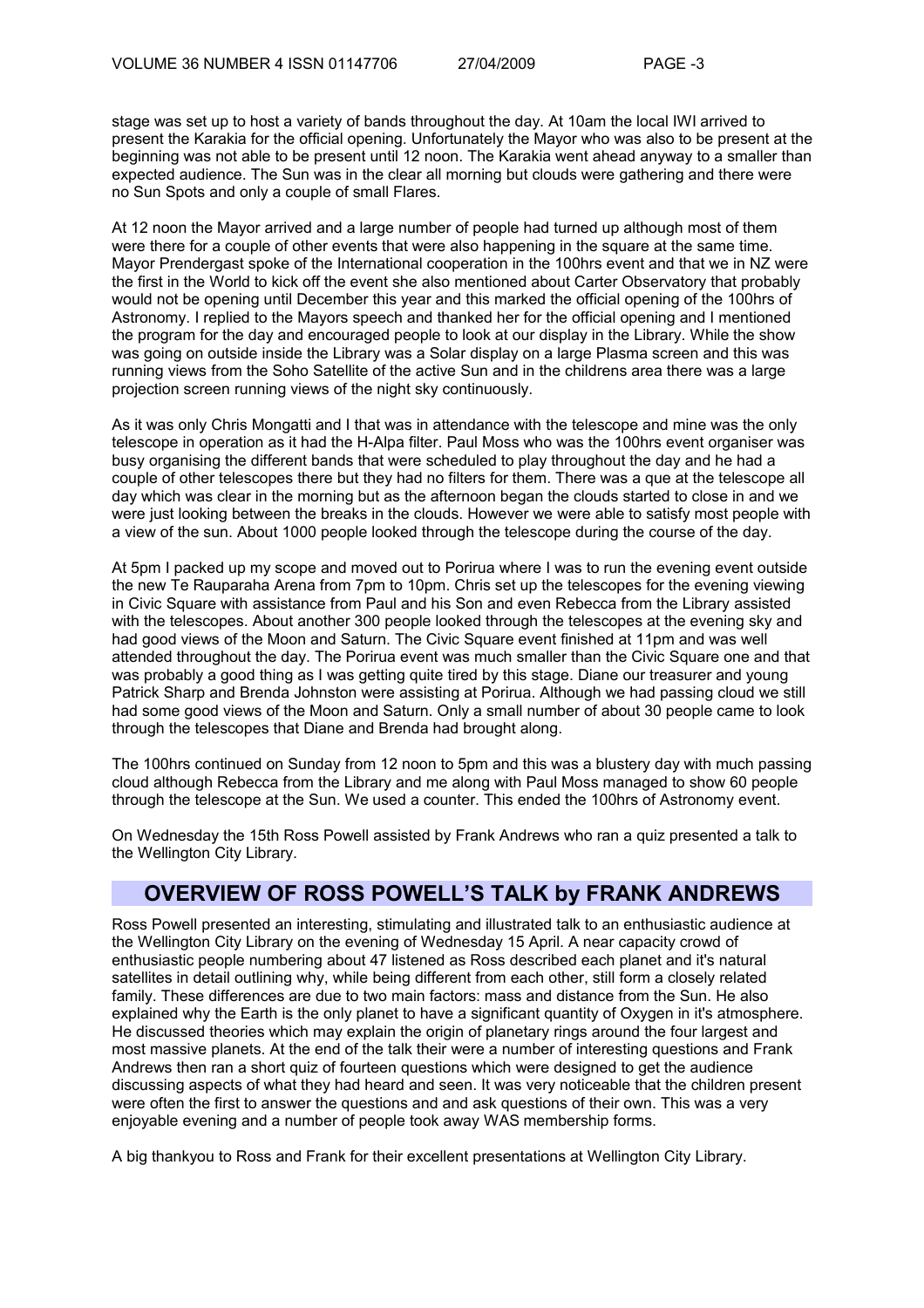stage was set up to host a variety of bands throughout the day. At 10am the local IWI arrived to present the Karakia for the official opening. Unfortunately the Mayor who was also to be present at the beginning was not able to be present until 12 noon. The Karakia went ahead anyway to a smaller than expected audience. The Sun was in the clear all morning but clouds were gathering and there were no Sun Spots and only a couple of small Flares.

At 12 noon the Mayor arrived and a large number of people had turned up although most of them were there for a couple of other events that were also happening in the square at the same time. Mayor Prendergast spoke of the International cooperation in the 100hrs event and that we in NZ were the first in the World to kick off the event she also mentioned about Carter Observatory that probably would not be opening until December this year and this marked the official opening of the 100hrs of Astronomy. I replied to the Mayors speech and thanked her for the official opening and I mentioned the program for the day and encouraged people to look at our display in the Library. While the show was going on outside inside the Library was a Solar display on a large Plasma screen and this was running views from the Soho Satellite of the active Sun and in the childrens area there was a large projection screen running views of the night sky continuously.

As it was only Chris Mongatti and I that was in attendance with the telescope and mine was the only telescope in operation as it had the H-Alpa filter. Paul Moss who was the 100hrs event organiser was busy organising the different bands that were scheduled to play throughout the day and he had a couple of other telescopes there but they had no filters for them. There was a que at the telescope all day which was clear in the morning but as the afternoon began the clouds started to close in and we were just looking between the breaks in the clouds. However we were able to satisfy most people with a view of the sun. About 1000 people looked through the telescope during the course of the day.

At 5pm I packed up my scope and moved out to Porirua where I was to run the evening event outside the new Te Rauparaha Arena from 7pm to 10pm. Chris set up the telescopes for the evening viewing in Civic Square with assistance from Paul and his Son and even Rebecca from the Library assisted with the telescopes. About another 300 people looked through the telescopes at the evening sky and had good views of the Moon and Saturn. The Civic Square event finished at 11pm and was well attended throughout the day. The Porirua event was much smaller than the Civic Square one and that was probably a good thing as I was getting quite tired by this stage. Diane our treasurer and young Patrick Sharp and Brenda Johnston were assisting at Porirua. Although we had passing cloud we still had some good views of the Moon and Saturn. Only a small number of about 30 people came to look through the telescopes that Diane and Brenda had brought along.

The 100hrs continued on Sunday from 12 noon to 5pm and this was a blustery day with much passing cloud although Rebecca from the Library and me along with Paul Moss managed to show 60 people through the telescope at the Sun. We used a counter. This ended the 100hrs of Astronomy event.

On Wednesday the 15th Ross Powell assisted by Frank Andrews who ran a quiz presented a talk to the Wellington City Library.

## OVERVIEW OF ROSS POWELL'S TALK by FRANK ANDREWS

Ross Powell presented an interesting, stimulating and illustrated talk to an enthusiastic audience at the Wellington City Library on the evening of Wednesday 15 April. A near capacity crowd of enthusiastic people numbering about 47 listened as Ross described each planet and it's natural satellites in detail outlining why, while being different from each other, still form a closely related family. These differences are due to two main factors: mass and distance from the Sun. He also explained why the Earth is the only planet to have a significant quantity of Oxygen in it's atmosphere. He discussed theories which may explain the origin of planetary rings around the four largest and most massive planets. At the end of the talk their were a number of interesting questions and Frank Andrews then ran a short quiz of fourteen questions which were designed to get the audience discussing aspects of what they had heard and seen. It was very noticeable that the children present were often the first to answer the questions and and ask questions of their own. This was a very enjoyable evening and a number of people took away WAS membership forms.

A big thankyou to Ross and Frank for their excellent presentations at Wellington City Library.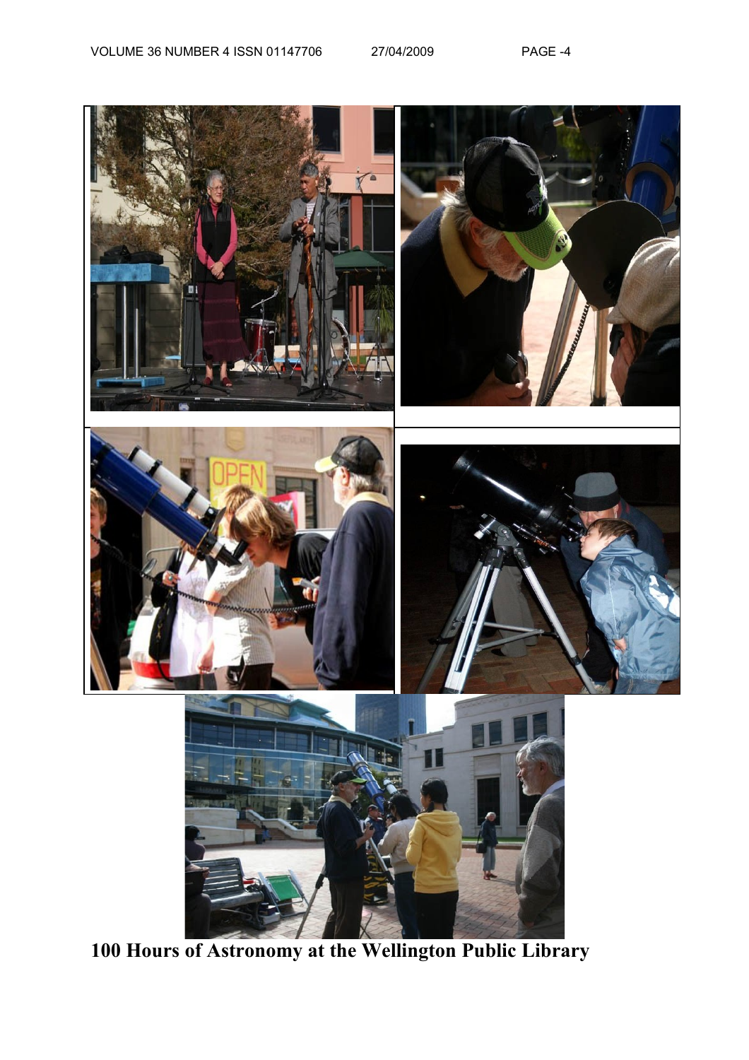**100 Hours of Astronomy at the Wellington Public Library**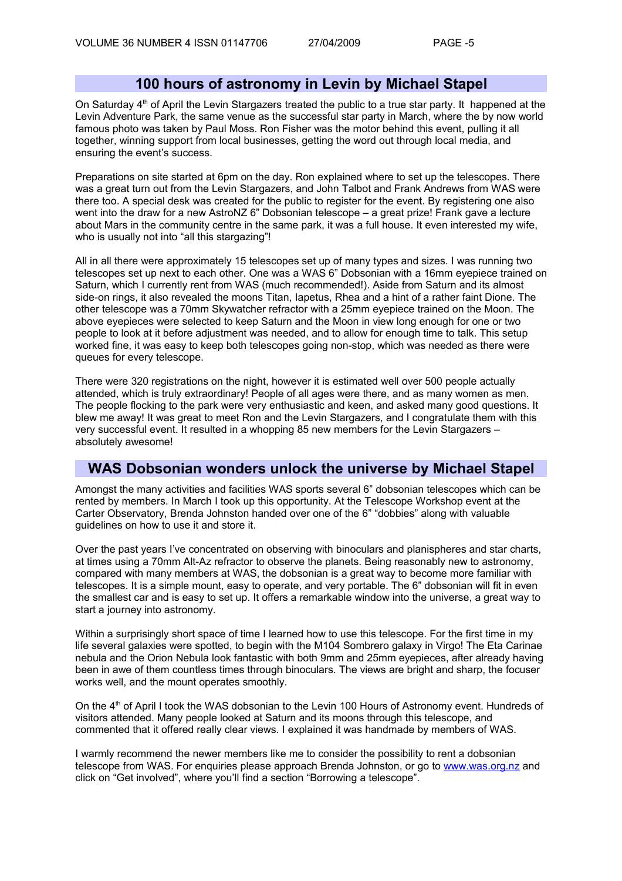## 100 hours of astronomy in Levin by Michael Stapel

On Saturday 4th of April the Levin Stargazers treated the public to a true star party. It happened at the Levin Adventure Park, the same venue as the successful star party in March, where the by now world famous photo was taken by Paul Moss. Ron Fisher was the motor behind this event, pulling it all together, winning support from local businesses, getting the word out through local media, and ensuring the event's success.

Preparations on site started at 6pm on the day. Ron explained where to set up the telescopes. There was a great turn out from the Levin Stargazers, and John Talbot and Frank Andrews from WAS were there too. A special desk was created for the public to register for the event. By registering one also went into the draw for a new AstroNZ 6" Dobsonian telescope – a great prize! Frank gave a lecture about Mars in the community centre in the same park, it was a full house. It even interested my wife, who is usually not into "all this stargazing"!

All in all there were approximately 15 telescopes set up of many types and sizes. I was running two telescopes set up next to each other. One was a WAS 6" Dobsonian with a 16mm eyepiece trained on Saturn, which I currently rent from WAS (much recommended!). Aside from Saturn and its almost side-on rings, it also revealed the moons Titan, Iapetus, Rhea and a hint of a rather faint Dione. The other telescope was a 70mm Skywatcher refractor with a 25mm eyepiece trained on the Moon. The above eyepieces were selected to keep Saturn and the Moon in view long enough for one or two people to look at it before adjustment was needed, and to allow for enough time to talk. This setup worked fine, it was easy to keep both telescopes going non-stop, which was needed as there were queues for every telescope.

There were 320 registrations on the night, however it is estimated well over 500 people actually attended, which is truly extraordinary! People of all ages were there, and as many women as men. The people flocking to the park were very enthusiastic and keen, and asked many good questions. It blew me away! It was great to meet Ron and the Levin Stargazers, and I congratulate them with this very successful event. It resulted in a whopping 85 new members for the Levin Stargazers – absolutely awesome!

## WAS Dobsonian wonders unlock the universe by Michael Stapel

Amongst the many activities and facilities WAS sports several 6" dobsonian telescopes which can be rented by members. In March I took up this opportunity. At the Telescope Workshop event at the Carter Observatory, Brenda Johnston handed over one of the 6" "dobbies" along with valuable guidelines on how to use it and store it.

Over the past years I've concentrated on observing with binoculars and planispheres and star charts, at times using a 70mm Alt-Az refractor to observe the planets. Being reasonably new to astronomy, compared with many members at WAS, the dobsonian is a great way to become more familiar with telescopes. It is a simple mount, easy to operate, and very portable. The 6" dobsonian will fit in even the smallest car and is easy to set up. It offers a remarkable window into the universe, a great way to start a journey into astronomy.

Within a surprisingly short space of time I learned how to use this telescope. For the first time in my life several galaxies were spotted, to begin with the M104 Sombrero galaxy in Virgo! The Eta Carinae nebula and the Orion Nebula look fantastic with both 9mm and 25mm eyepieces, after already having been in awe of them countless times through binoculars. The views are bright and sharp, the focuser works well, and the mount operates smoothly.

On the 4th of April I took the WAS dobsonian to the Levin 100 Hours of Astronomy event. Hundreds of visitors attended. Many people looked at Saturn and its moons through this telescope, and commented that it offered really clear views. I explained it was handmade by members of WAS.

I warmly recommend the newer members like me to consider the possibility to rent a dobsonian telescope from WAS. For enquiries please approach Brenda Johnston, or go to www.was.org.nz and click on "Get involved", where you'll find a section "Borrowing a telescope".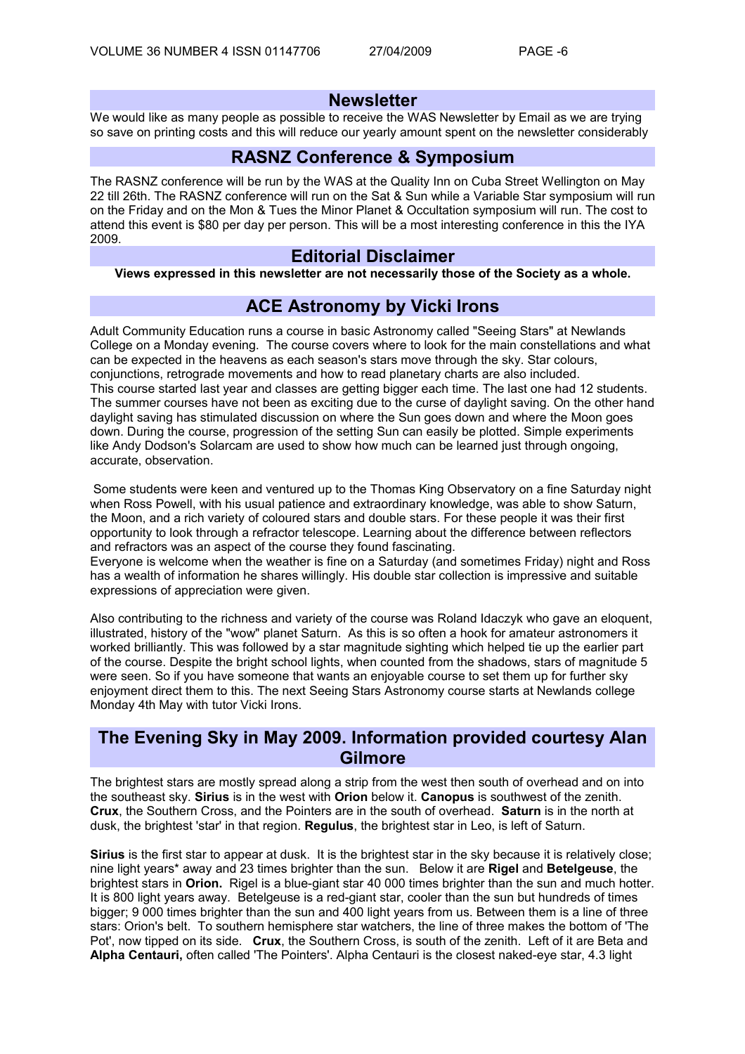## Newsletter

We would like as many people as possible to receive the WAS Newsletter by Email as we are trying so save on printing costs and this will reduce our yearly amount spent on the newsletter considerably

## RASNZ Conference & Symposium

The RASNZ conference will be run by the WAS at the Quality Inn on Cuba Street Wellington on May 22 till 26th. The RASNZ conference will run on the Sat & Sun while a Variable Star symposium will run on the Friday and on the Mon & Tues the Minor Planet & Occultation symposium will run. The cost to attend this event is $80 per day per person. This will be a most interesting conference in this the IYA 2009.

## Editorial Disclaimer

**Views expressed in this newsletter are not necessarily those of the Society as a whole.**

## ACE Astronomy by Vicki Irons

Adult Community Education runs a course in basic Astronomy called "Seeing Stars" at Newlands College on a Monday evening. The course covers where to look for the main constellations and what can be expected in the heavens as each season's stars move through the sky. Star colours, conjunctions, retrograde movements and how to read planetary charts are also included.
This course started last year and classes are getting bigger each time. The last one had 12 students. The summer courses have not been as exciting due to the curse of daylight saving. On the other hand daylight saving has stimulated discussion on where the Sun goes down and where the Moon goes down. During the course, progression of the setting Sun can easily be plotted. Simple experiments like Andy Dodson's Solarcam are used to show how much can be learned just through ongoing, accurate, observation.

Some students were keen and ventured up to the Thomas King Observatory on a fine Saturday night when Ross Powell, with his usual patience and extraordinary knowledge, was able to show Saturn, the Moon, and a rich variety of coloured stars and double stars. For these people it was their first opportunity to look through a refractor telescope. Learning about the difference between reflectors and refractors was an aspect of the course they found fascinating.
Everyone is welcome when the weather is fine on a Saturday (and sometimes Friday) night and Ross has a wealth of information he shares willingly. His double star collection is impressive and suitable expressions of appreciation were given.

Also contributing to the richness and variety of the course was Roland Idaczyk who gave an eloquent, illustrated, history of the "wow" planet Saturn. As this is so often a hook for amateur astronomers it worked brilliantly. This was followed by a star magnitude sighting which helped tie up the earlier part of the course. Despite the bright school lights, when counted from the shadows, stars of magnitude 5 were seen. So if you have someone that wants an enjoyable course to set them up for further sky enjoyment direct them to this. The next Seeing Stars Astronomy course starts at Newlands college Monday 4th May with tutor Vicki Irons.

## The Evening Sky in May 2009. Information provided courtesy Alan Gilmore

The brightest stars are mostly spread along a strip from the west then south of overhead and on into the southeast sky. **Sirius** is in the west with **Orion** below it. **Canopus** is southwest of the zenith. **Crux**, the Southern Cross, and the Pointers are in the south of overhead. **Saturn** is in the north at dusk, the brightest 'star' in that region. **Regulus**, the brightest star in Leo, is left of Saturn.

**Sirius** is the first star to appear at dusk. It is the brightest star in the sky because it is relatively close; nine light years* away and 23 times brighter than the sun. Below it are **Rigel** and **Betelgeuse**, the brightest stars in **Orion.** Rigel is a blue-giant star 40 000 times brighter than the sun and much hotter. It is 800 light years away. Betelgeuse is a red-giant star, cooler than the sun but hundreds of times bigger; 9 000 times brighter than the sun and 400 light years from us. Between them is a line of three stars: Orion's belt. To southern hemisphere star watchers, the line of three makes the bottom of 'The Pot', now tipped on its side. **Crux**, the Southern Cross, is south of the zenith. Left of it are Beta and **Alpha Centauri,** often called 'The Pointers'. Alpha Centauri is the closest naked-eye star, 4.3 light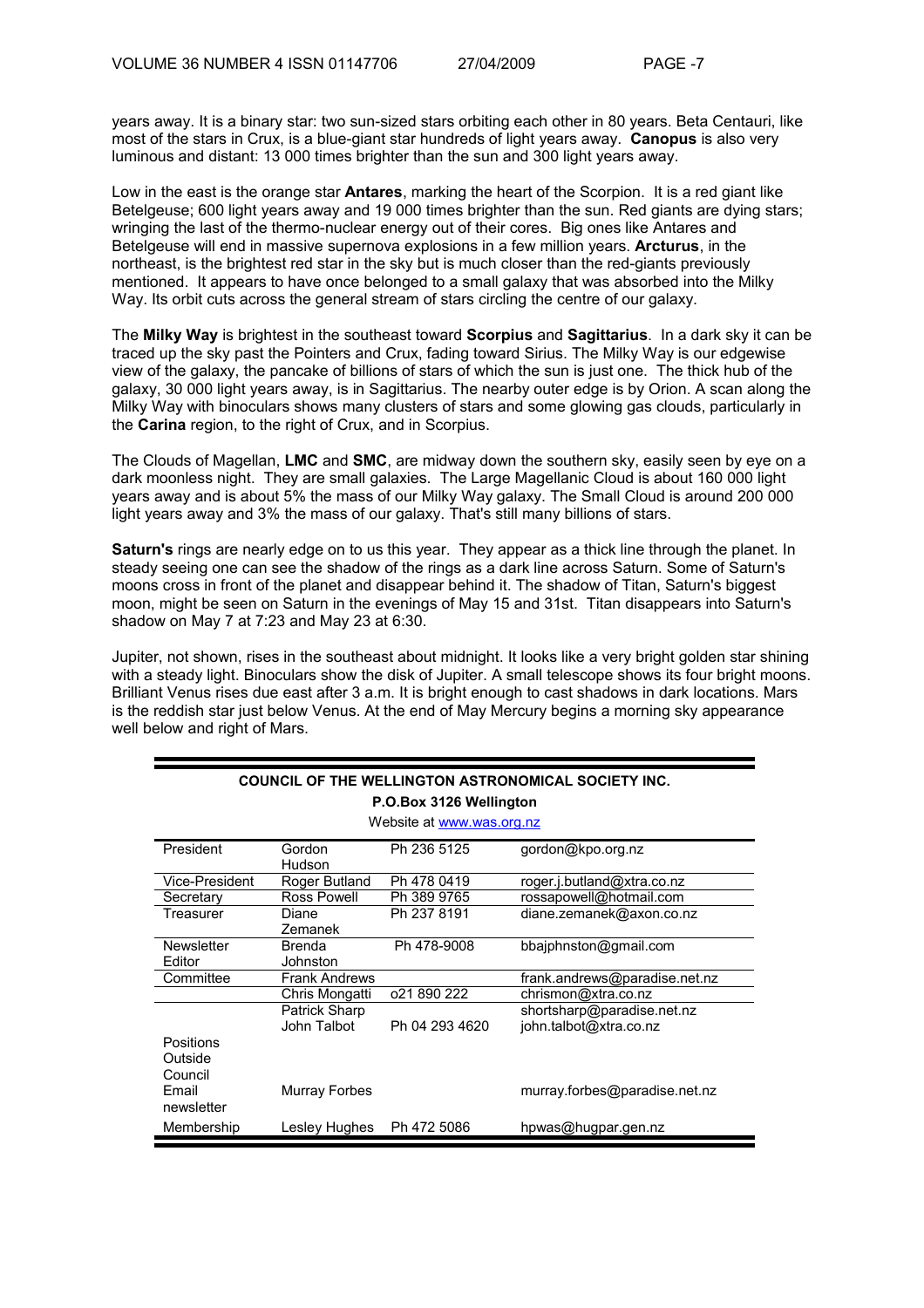years away. It is a binary star: two sun-sized stars orbiting each other in 80 years. Beta Centauri, like most of the stars in Crux, is a blue-giant star hundreds of light years away. **Canopus** is also very luminous and distant: 13 000 times brighter than the sun and 300 light years away.

Low in the east is the orange star **Antares**, marking the heart of the Scorpion. It is a red giant like Betelgeuse; 600 light years away and 19 000 times brighter than the sun. Red giants are dying stars; wringing the last of the thermo-nuclear energy out of their cores. Big ones like Antares and Betelgeuse will end in massive supernova explosions in a few million years. **Arcturus**, in the northeast, is the brightest red star in the sky but is much closer than the red-giants previously mentioned. It appears to have once belonged to a small galaxy that was absorbed into the Milky Way. Its orbit cuts across the general stream of stars circling the centre of our galaxy.

The **Milky Way** is brightest in the southeast toward **Scorpius** and **Sagittarius**. In a dark sky it can be traced up the sky past the Pointers and Crux, fading toward Sirius. The Milky Way is our edgewise view of the galaxy, the pancake of billions of stars of which the sun is just one. The thick hub of the galaxy, 30 000 light years away, is in Sagittarius. The nearby outer edge is by Orion. A scan along the Milky Way with binoculars shows many clusters of stars and some glowing gas clouds, particularly in the **Carina** region, to the right of Crux, and in Scorpius.

The Clouds of Magellan, **LMC** and **SMC**, are midway down the southern sky, easily seen by eye on a dark moonless night. They are small galaxies. The Large Magellanic Cloud is about 160 000 light years away and is about 5% the mass of our Milky Way galaxy. The Small Cloud is around 200 000 light years away and 3% the mass of our galaxy. That's still many billions of stars.

**Saturn's** rings are nearly edge on to us this year. They appear as a thick line through the planet. In steady seeing one can see the shadow of the rings as a dark line across Saturn. Some of Saturn's moons cross in front of the planet and disappear behind it. The shadow of Titan, Saturn's biggest moon, might be seen on Saturn in the evenings of May 15 and 31st. Titan disappears into Saturn's shadow on May 7 at 7:23 and May 23 at 6:30.

Jupiter, not shown, rises in the southeast about midnight. It looks like a very bright golden star shining with a steady light. Binoculars show the disk of Jupiter. A small telescope shows its four bright moons. Brilliant Venus rises due east after 3 a.m. It is bright enough to cast shadows in dark locations. Mars is the reddish star just below Venus. At the end of May Mercury begins a morning sky appearance well below and right of Mars.

**COUNCIL OF THE WELLINGTON ASTRONOMICAL SOCIETY INC.**

**P.O.Box 3126 Wellington**

Website at www.was.org.nz

| | | | |
|---|---|---|---|
| President | Gordon Hudson | Ph 236 5125 | gordon@kpo.org.nz |
| Vice-President | Roger Butland | Ph 478 0419 | roger.j.butland@xtra.co.nz |
| Secretary | Ross Powell | Ph 389 9765 | rossapowell@hotmail.com |
| Treasurer | Diane Zemanek | Ph 237 8191 | diane.zemanek@axon.co.nz |
| Newsletter Editor | Brenda Johnston | Ph 478-9008 | bbajphnston@gmail.com |
| Committee | Frank Andrews | | frank.andrews@paradise.net.nz |
| | Chris Mongatti | o21 890 222 | chrismon@xtra.co.nz |
| | Patrick Sharp | | shortsharp@paradise.net.nz |
| | John Talbot | Ph 04 293 4620 | john.talbot@xtra.co.nz |
| Positions Outside Council | | | |
| Email newsletter | Murray Forbes | | murray.forbes@paradise.net.nz |
| Membership | Lesley Hughes | Ph 472 5086 | hpwas@hugpar.gen.nz |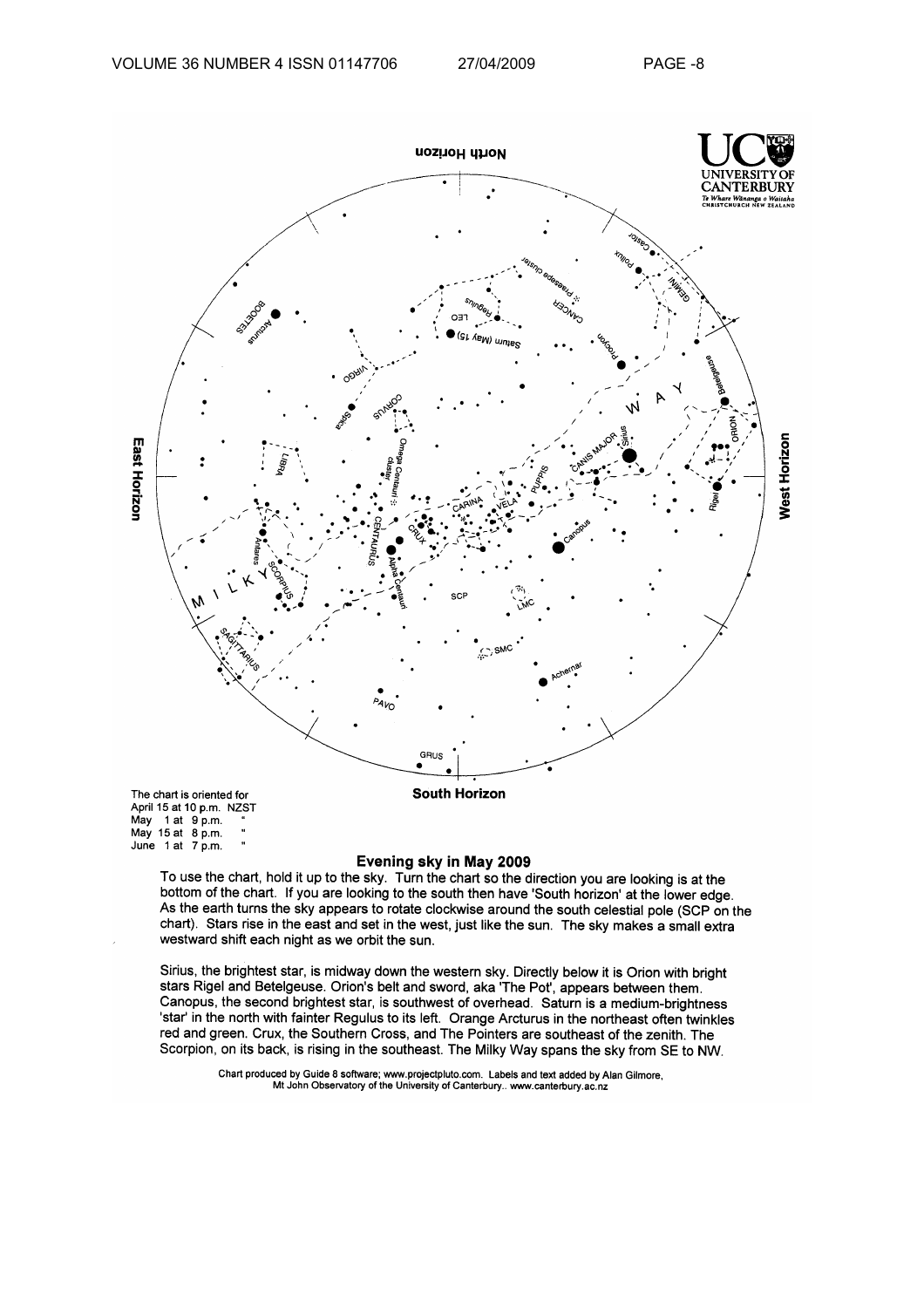The chart is oriented for
April 15 at 10 p.m. NZST
May 1 at 9 p.m. "
May 15 at 8 p.m. "
June 1 at 7 p.m. "

## Evening sky in May 2009

To use the chart, hold it up to the sky. Turn the chart so the direction you are looking is at the bottom of the chart. If you are looking to the south then have 'South horizon' at the lower edge. As the earth turns the sky appears to rotate clockwise around the south celestial pole (SCP on the chart). Stars rise in the east and set in the west, just like the sun. The sky makes a small extra westward shift each night as we orbit the sun.

Sirius, the brightest star, is midway down the western sky. Directly below it is Orion with bright stars Rigel and Betelgeuse. Orion's belt and sword, aka 'The Pot', appears between them. Canopus, the second brightest star, is southwest of overhead. Saturn is a medium-brightness 'star' in the north with fainter Regulus to its left. Orange Arcturus in the northeast often twinkles red and green. Crux, the Southern Cross, and The Pointers are southeast of the zenith. The Scorpion, on its back, is rising in the southeast. The Milky Way spans the sky from SE to NW.

Chart produced by Guide 8 software; www.projectpluto.com. Labels and text added by Alan Gilmore, Mt John Observatory of the University of Canterbury.. www.canterbury.ac.nz